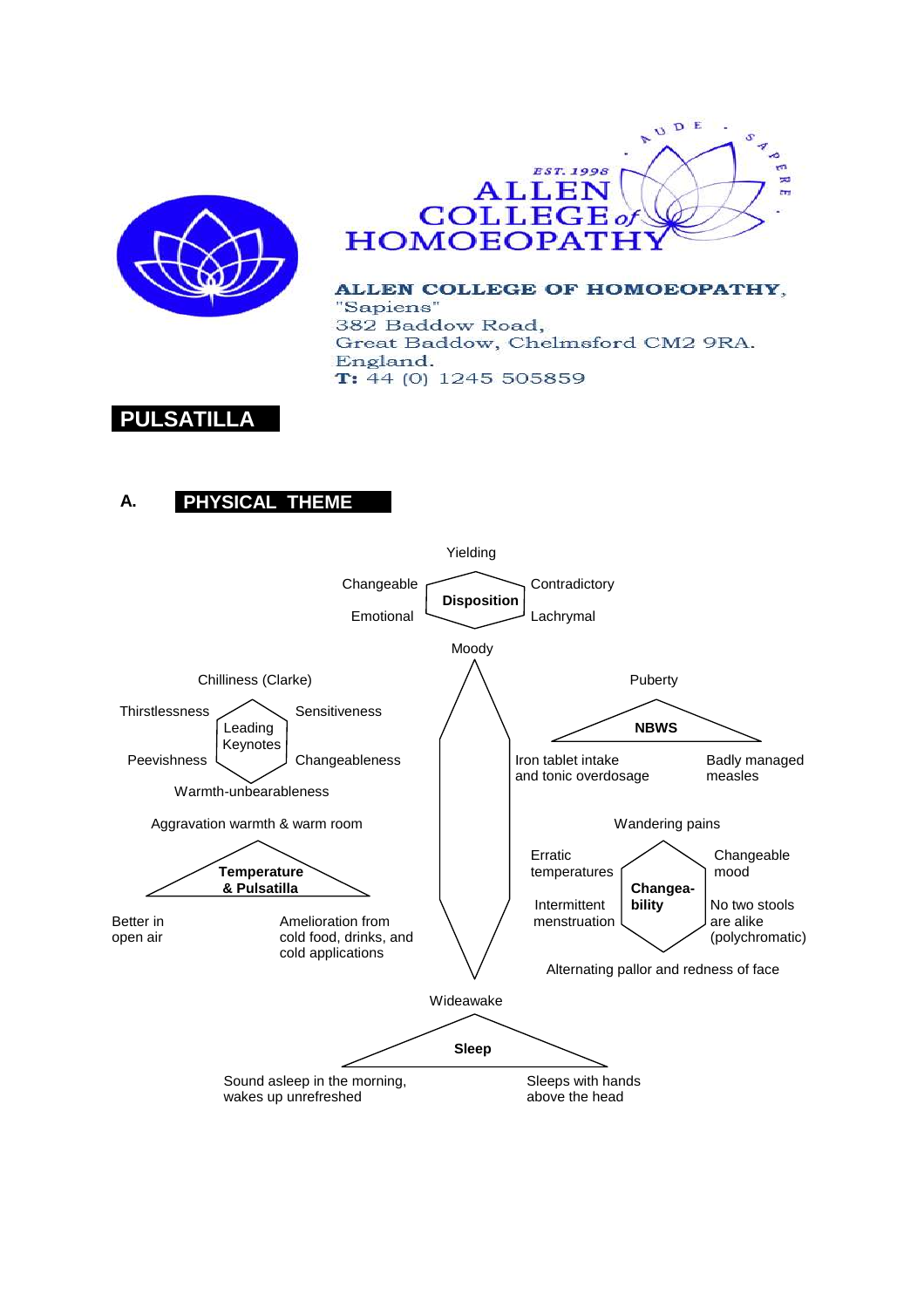ALLEN COLLEGE of HOMOEOPATHY

EST. 1998

AUDE SAPERE

**ALLEN COLLEGE OF HOMOEOPATHY,**
"Sapiens"
382 Baddow Road,
Great Baddow, Chelmsford CM2 9RA.
England.
**T:** 44 (0) 1245 505859

# PULSATILLA

## A. PHYSICAL THEME

### Disposition

- Yielding
- Changeable
- Contradictory
- Emotional
- Lachrymal
- Moody

### Leading Keynotes

- Chilliness (Clarke)
- Thirstlessness
- Sensitiveness
- Peevishness
- Changeableness
- Warmth-unbearableness

### NBWS

- Puberty
- Iron tablet intake and tonic overdosage
- Badly managed measles

### Temperature & Pulsatilla

- Aggravation warmth & warm room
- Better in open air
- Amelioration from cold food, drinks, and cold applications

### Changeability

- Wandering pains
- Erratic temperatures
- Changeable mood
- Intermittent menstruation
- No two stools are alike (polychromatic)
- Alternating pallor and redness of face

### Sleep

- Wideawake
- Sound asleep in the morning, wakes up unrefreshed
- Sleeps with hands above the head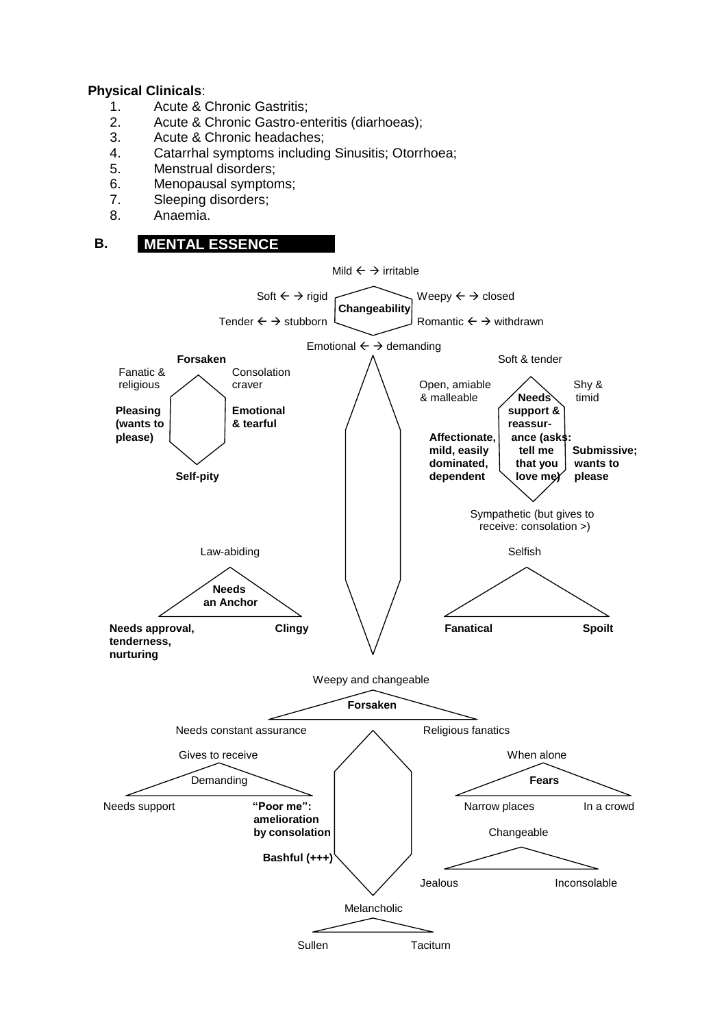**Physical Clinicals**:

1. Acute & Chronic Gastritis;
2. Acute & Chronic Gastro-enteritis (diarhoeas);
3. Acute & Chronic headaches;
4. Catarrhal symptoms including Sinusitis; Otorrhoea;
5. Menstrual disorders;
6. Menopausal symptoms;
7. Sleeping disorders;
8. Anaemia.

## B. MENTAL ESSENCE

**Changeability**

- Mild ← → irritable
- Soft ← → rigid
- Weepy ← → closed
- Tender ← → stubborn
- Romantic ← → withdrawn
- Emotional ← → demanding

**Forsaken**

- Fanatic & religious
- Consolation craver
- **Pleasing (wants to please)**
- **Emotional & tearful**
- **Self-pity**

**Needs support & reassurance (asks: tell me that you love me)**

- Soft & tender
- Open, amiable & malleable
- Shy & timid
- **Affectionate, mild, easily dominated, dependent**
- **Submissive; wants to please**
- Sympathetic (but gives to receive: consolation >)

**Needs an Anchor**

- Law-abiding
- **Needs approval, tenderness, nurturing**
- **Clingy**

Selfish

- **Fanatical**
- **Spoilt**

**Forsaken**

- Weepy and changeable
- Needs constant assurance
- Religious fanatics

Demanding

- Gives to receive
- Needs support
- **"Poor me": amelioration by consolation**

**Bashful (+++)**

**Fears**

- When alone
- Narrow places
- In a crowd

Changeable

- Jealous
- Inconsolable

Melancholic

- Sullen
- Taciturn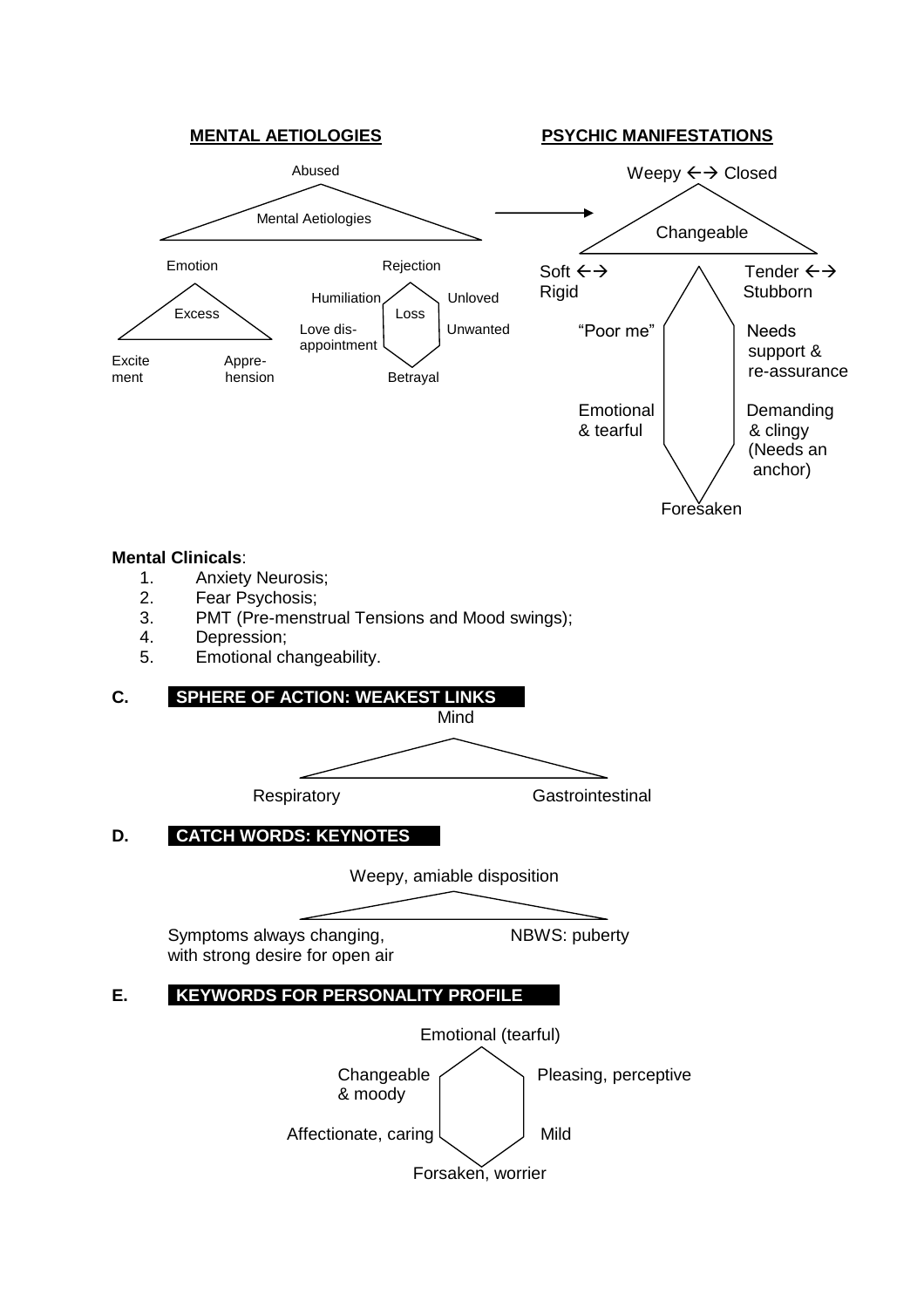**MENTAL AETIOLOGIES**

Abused

Mental Aetiologies

Emotion

Excess

Excitement — Apprehension

Rejection

Loss

Humiliation — Unloved

Love disappointment — Unwanted

Betrayal

**PSYCHIC MANIFESTATIONS**

Weepy ←→ Closed

Changeable

Soft ←→ Rigid

Tender ←→ Stubborn

"Poor me"

Needs support & re-assurance

Emotional & tearful

Demanding & clingy (Needs an anchor)

Foresaken

**Mental Clinicals**:

1. Anxiety Neurosis;
2. Fear Psychosis;
3. PMT (Pre-menstrual Tensions and Mood swings);
4. Depression;
5. Emotional changeability.

**C. SPHERE OF ACTION: WEAKEST LINKS**

Mind

Respiratory — Gastrointestinal

**D. CATCH WORDS: KEYNOTES**

Weepy, amiable disposition

Symptoms always changing, with strong desire for open air — NBWS: puberty

**E. KEYWORDS FOR PERSONALITY PROFILE**

Emotional (tearful)

Changeable & moody — Pleasing, perceptive

Affectionate, caring — Mild

Forsaken, worrier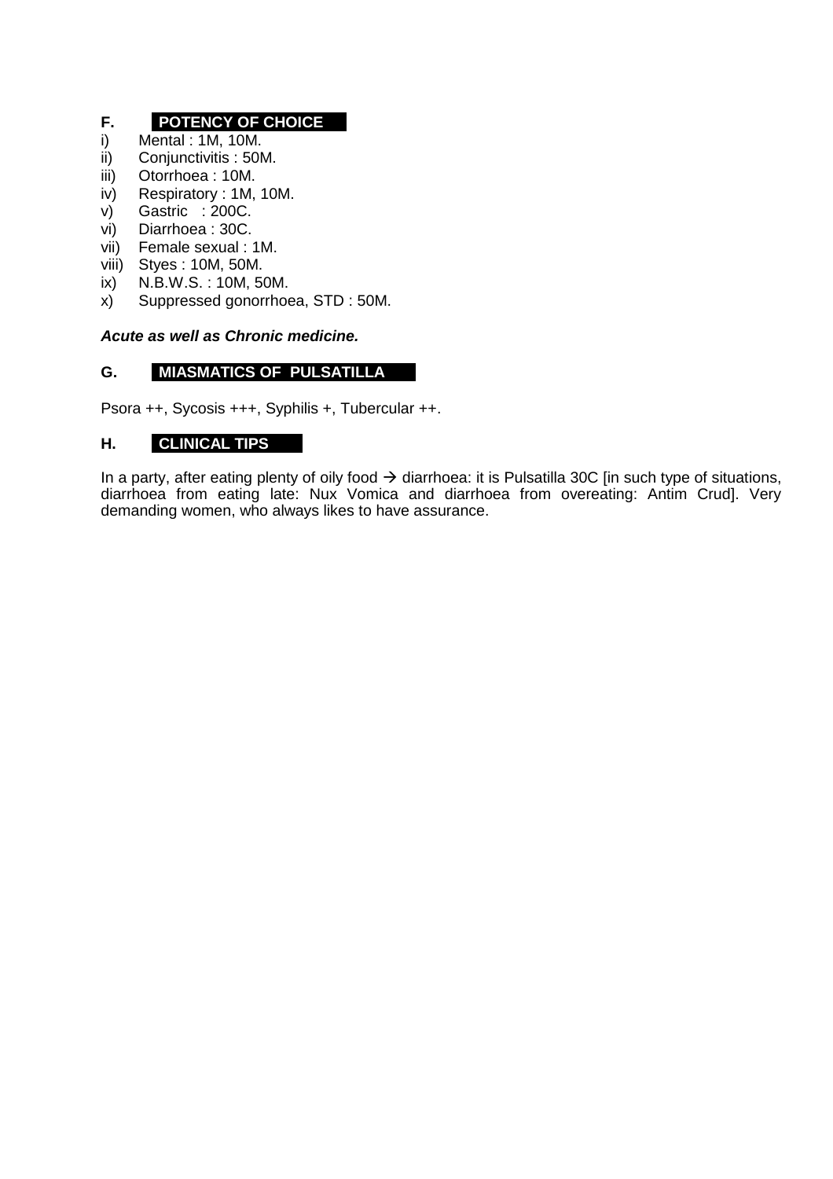## F. POTENCY OF CHOICE

i) Mental : 1M, 10M.
ii) Conjunctivitis : 50M.
iii) Otorrhoea : 10M.
iv) Respiratory : 1M, 10M.
v) Gastric : 200C.
vi) Diarrhoea : 30C.
vii) Female sexual : 1M.
viii) Styes : 10M, 50M.
ix) N.B.W.S. : 10M, 50M.
x) Suppressed gonorrhoea, STD : 50M.

***Acute as well as Chronic medicine.***

## G. MIASMATICS OF PULSATILLA

Psora ++, Sycosis +++, Syphilis +, Tubercular ++.

## H. CLINICAL TIPS

In a party, after eating plenty of oily food → diarrhoea: it is Pulsatilla 30C [in such type of situations, diarrhoea from eating late: Nux Vomica and diarrhoea from overeating: Antim Crud]. Very demanding women, who always likes to have assurance.